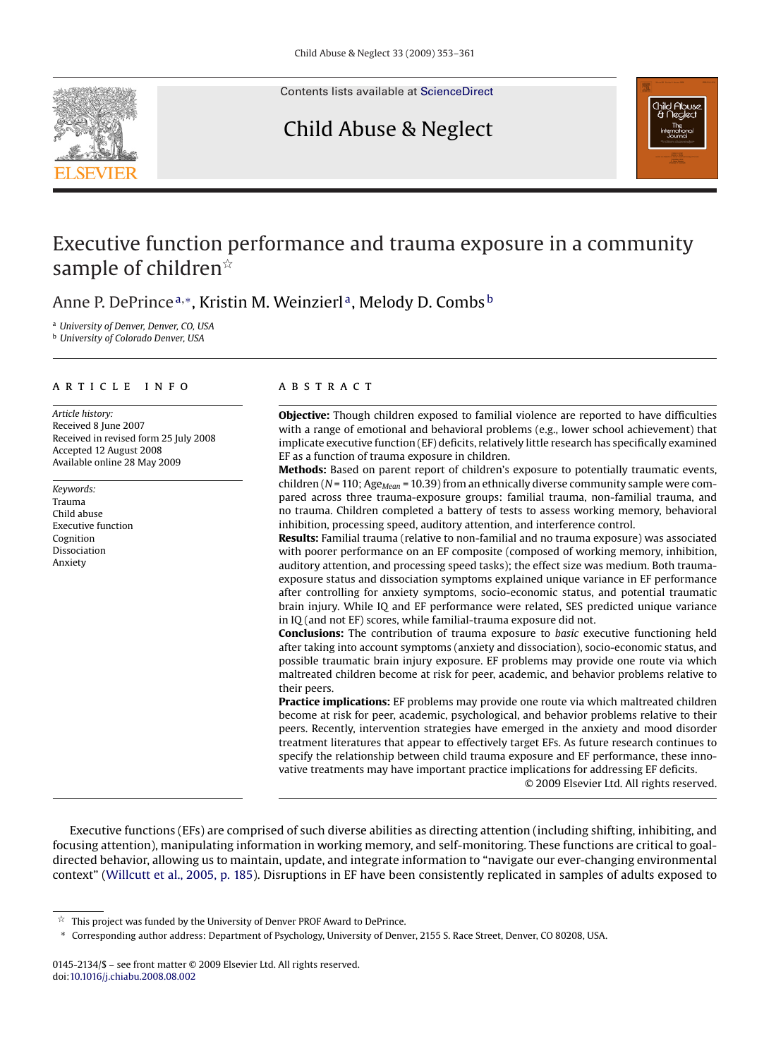Contents lists available at ScienceDirect

# Child Abuse & Neglect

# Executive function performance and trauma exposure in a community sample of children☆

Anne P. DePrince[a,*], Kristin M. Weinzierl[a], Melody D. Combs[b]

[a] *University of Denver, Denver, CO, USA*
[b] *University of Colorado Denver, USA*

## ARTICLE INFO

*Article history:*
Received 8 June 2007
Received in revised form 25 July 2008
Accepted 12 August 2008
Available online 28 May 2009

*Keywords:*
Trauma
Child abuse
Executive function
Cognition
Dissociation
Anxiety

## ABSTRACT

**Objective:** Though children exposed to familial violence are reported to have difficulties with a range of emotional and behavioral problems (e.g., lower school achievement) that implicate executive function (EF) deficits, relatively little research has specifically examined EF as a function of trauma exposure in children.

**Methods:** Based on parent report of children's exposure to potentially traumatic events, children ($N = 110$; $Age_{Mean} = 10.39$) from an ethnically diverse community sample were compared across three trauma-exposure groups: familial trauma, non-familial trauma, and no trauma. Children completed a battery of tests to assess working memory, behavioral inhibition, processing speed, auditory attention, and interference control.

**Results:** Familial trauma (relative to non-familial and no trauma exposure) was associated with poorer performance on an EF composite (composed of working memory, inhibition, auditory attention, and processing speed tasks); the effect size was medium. Both trauma-exposure status and dissociation symptoms explained unique variance in EF performance after controlling for anxiety symptoms, socio-economic status, and potential traumatic brain injury. While IQ and EF performance were related, SES predicted unique variance in IQ (and not EF) scores, while familial-trauma exposure did not.

**Conclusions:** The contribution of trauma exposure to *basic* executive functioning held after taking into account symptoms (anxiety and dissociation), socio-economic status, and possible traumatic brain injury exposure. EF problems may provide one route via which maltreated children become at risk for peer, academic, and behavior problems relative to their peers.

**Practice implications:** EF problems may provide one route via which maltreated children become at risk for peer, academic, psychological, and behavior problems relative to their peers. Recently, intervention strategies have emerged in the anxiety and mood disorder treatment literatures that appear to effectively target EFs. As future research continues to specify the relationship between child trauma exposure and EF performance, these innovative treatments may have important practice implications for addressing EF deficits.

© 2009 Elsevier Ltd. All rights reserved.

Executive functions (EFs) are comprised of such diverse abilities as directing attention (including shifting, inhibiting, and focusing attention), manipulating information in working memory, and self-monitoring. These functions are critical to goal-directed behavior, allowing us to maintain, update, and integrate information to "navigate our ever-changing environmental context" (Willcutt et al., 2005, p. 185). Disruptions in EF have been consistently replicated in samples of adults exposed to

☆ This project was funded by the University of Denver PROF Award to DePrince.

\* Corresponding author address: Department of Psychology, University of Denver, 2155 S. Race Street, Denver, CO 80208, USA.

0145-2134/$ – see front matter © 2009 Elsevier Ltd. All rights reserved.
doi:10.1016/j.chiabu.2008.08.002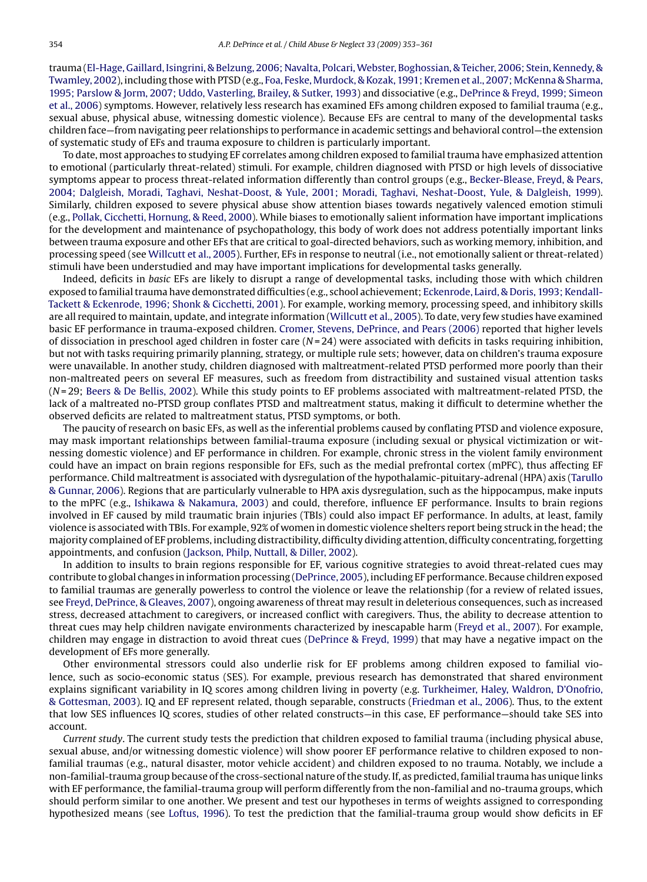trauma (El-Hage, Gaillard, Isingrini, & Belzung, 2006; Navalta, Polcari, Webster, Boghossian, & Teicher, 2006; Stein, Kennedy, & Twamley, 2002), including those with PTSD (e.g., Foa, Feske, Murdock, & Kozak, 1991; Kremen et al., 2007; McKenna & Sharma, 1995; Parslow & Jorm, 2007; Uddo, Vasterling, Brailey, & Sutker, 1993) and dissociative (e.g., DePrince & Freyd, 1999; Simeon et al., 2006) symptoms. However, relatively less research has examined EFs among children exposed to familial trauma (e.g., sexual abuse, physical abuse, witnessing domestic violence). Because EFs are central to many of the developmental tasks children face—from navigating peer relationships to performance in academic settings and behavioral control—the extension of systematic study of EFs and trauma exposure to children is particularly important.

To date, most approaches to studying EF correlates among children exposed to familial trauma have emphasized attention to emotional (particularly threat-related) stimuli. For example, children diagnosed with PTSD or high levels of dissociative symptoms appear to process threat-related information differently than control groups (e.g., Becker-Blease, Freyd, & Pears, 2004; Dalgleish, Moradi, Taghavi, Neshat-Doost, & Yule, 2001; Moradi, Taghavi, Neshat-Doost, Yule, & Dalgleish, 1999). Similarly, children exposed to severe physical abuse show attention biases towards negatively valenced emotion stimuli (e.g., Pollak, Cicchetti, Hornung, & Reed, 2000). While biases to emotionally salient information have important implications for the development and maintenance of psychopathology, this body of work does not address potentially important links between trauma exposure and other EFs that are critical to goal-directed behaviors, such as working memory, inhibition, and processing speed (see Willcutt et al., 2005). Further, EFs in response to neutral (i.e., not emotionally salient or threat-related) stimuli have been understudied and may have important implications for developmental tasks generally.

Indeed, deficits in *basic* EFs are likely to disrupt a range of developmental tasks, including those with which children exposed to familial trauma have demonstrated difficulties (e.g., school achievement; Eckenrode, Laird, & Doris, 1993; Kendall-Tackett & Eckenrode, 1996; Shonk & Cicchetti, 2001). For example, working memory, processing speed, and inhibitory skills are all required to maintain, update, and integrate information (Willcutt et al., 2005). To date, very few studies have examined basic EF performance in trauma-exposed children. Cromer, Stevens, DePrince, and Pears (2006) reported that higher levels of dissociation in preschool aged children in foster care ($N = 24$) were associated with deficits in tasks requiring inhibition, but not with tasks requiring primarily planning, strategy, or multiple rule sets; however, data on children's trauma exposure were unavailable. In another study, children diagnosed with maltreatment-related PTSD performed more poorly than their non-maltreated peers on several EF measures, such as freedom from distractibility and sustained visual attention tasks ($N = 29$; Beers & De Bellis, 2002). While this study points to EF problems associated with maltreatment-related PTSD, the lack of a maltreated no-PTSD group conflates PTSD and maltreatment status, making it difficult to determine whether the observed deficits are related to maltreatment status, PTSD symptoms, or both.

The paucity of research on basic EFs, as well as the inferential problems caused by conflating PTSD and violence exposure, may mask important relationships between familial-trauma exposure (including sexual or physical victimization or witnessing domestic violence) and EF performance in children. For example, chronic stress in the violent family environment could have an impact on brain regions responsible for EFs, such as the medial prefrontal cortex (mPFC), thus affecting EF performance. Child maltreatment is associated with dysregulation of the hypothalamic-pituitary-adrenal (HPA) axis (Tarullo & Gunnar, 2006). Regions that are particularly vulnerable to HPA axis dysregulation, such as the hippocampus, make inputs to the mPFC (e.g., Ishikawa & Nakamura, 2003) and could, therefore, influence EF performance. Insults to brain regions involved in EF caused by mild traumatic brain injuries (TBIs) could also impact EF performance. In adults, at least, family violence is associated with TBIs. For example, 92% of women in domestic violence shelters report being struck in the head; the majority complained of EF problems, including distractibility, difficulty dividing attention, difficulty concentrating, forgetting appointments, and confusion (Jackson, Philp, Nuttall, & Diller, 2002).

In addition to insults to brain regions responsible for EF, various cognitive strategies to avoid threat-related cues may contribute to global changes in information processing (DePrince, 2005), including EF performance. Because children exposed to familial traumas are generally powerless to control the violence or leave the relationship (for a review of related issues, see Freyd, DePrince, & Gleaves, 2007), ongoing awareness of threat may result in deleterious consequences, such as increased stress, decreased attachment to caregivers, or increased conflict with caregivers. Thus, the ability to decrease attention to threat cues may help children navigate environments characterized by inescapable harm (Freyd et al., 2007). For example, children may engage in distraction to avoid threat cues (DePrince & Freyd, 1999) that may have a negative impact on the development of EFs more generally.

Other environmental stressors could also underlie risk for EF problems among children exposed to familial violence, such as socio-economic status (SES). For example, previous research has demonstrated that shared environment explains significant variability in IQ scores among children living in poverty (e.g. Turkheimer, Haley, Waldron, D'Onofrio, & Gottesman, 2003). IQ and EF represent related, though separable, constructs (Friedman et al., 2006). Thus, to the extent that low SES influences IQ scores, studies of other related constructs—in this case, EF performance—should take SES into account.

*Current study*. The current study tests the prediction that children exposed to familial trauma (including physical abuse, sexual abuse, and/or witnessing domestic violence) will show poorer EF performance relative to children exposed to non-familial traumas (e.g., natural disaster, motor vehicle accident) and children exposed to no trauma. Notably, we include a non-familial-trauma group because of the cross-sectional nature of the study. If, as predicted, familial trauma has unique links with EF performance, the familial-trauma group will perform differently from the non-familial and no-trauma groups, which should perform similar to one another. We present and test our hypotheses in terms of weights assigned to corresponding hypothesized means (see Loftus, 1996). To test the prediction that the familial-trauma group would show deficits in EF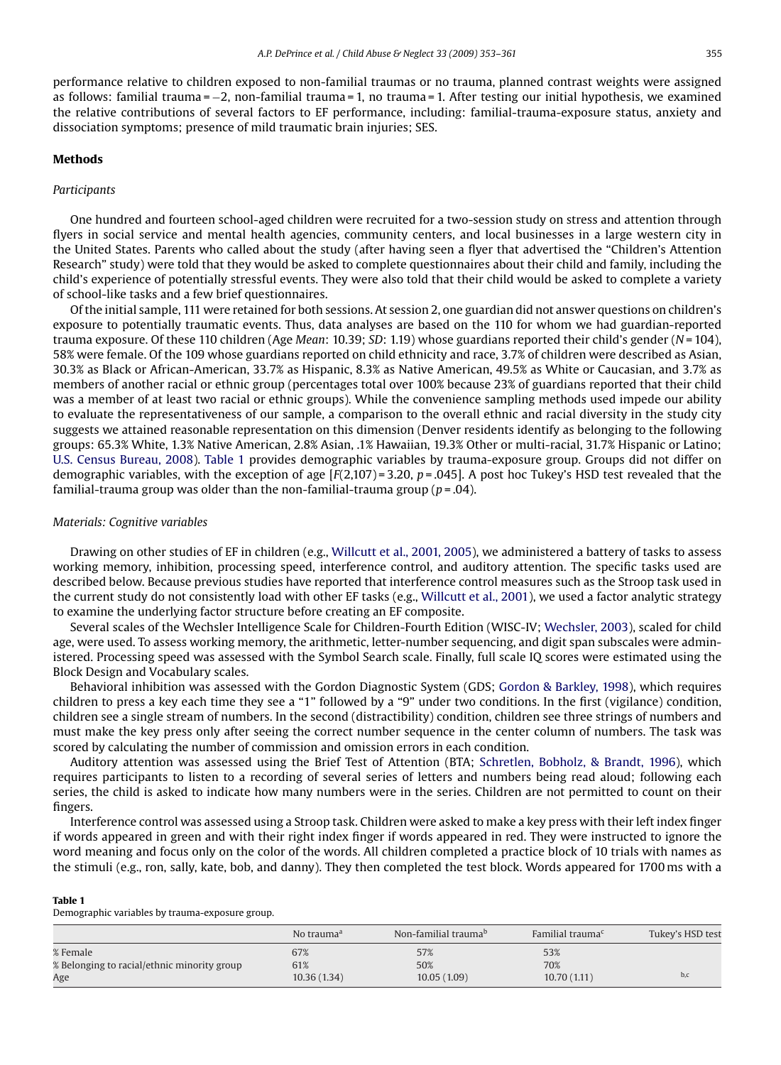performance relative to children exposed to non-familial traumas or no trauma, planned contrast weights were assigned as follows: familial trauma = −2, non-familial trauma = 1, no trauma = 1. After testing our initial hypothesis, we examined the relative contributions of several factors to EF performance, including: familial-trauma-exposure status, anxiety and dissociation symptoms; presence of mild traumatic brain injuries; SES.

## Methods

### *Participants*

One hundred and fourteen school-aged children were recruited for a two-session study on stress and attention through flyers in social service and mental health agencies, community centers, and local businesses in a large western city in the United States. Parents who called about the study (after having seen a flyer that advertised the "Children's Attention Research" study) were told that they would be asked to complete questionnaires about their child and family, including the child's experience of potentially stressful events. They were also told that their child would be asked to complete a variety of school-like tasks and a few brief questionnaires.

Of the initial sample, 111 were retained for both sessions. At session 2, one guardian did not answer questions on children's exposure to potentially traumatic events. Thus, data analyses are based on the 110 for whom we had guardian-reported trauma exposure. Of these 110 children (Age *Mean*: 10.39; *SD*: 1.19) whose guardians reported their child's gender ($N = 104$), 58% were female. Of the 109 whose guardians reported on child ethnicity and race, 3.7% of children were described as Asian, 30.3% as Black or African-American, 33.7% as Hispanic, 8.3% as Native American, 49.5% as White or Caucasian, and 3.7% as members of another racial or ethnic group (percentages total over 100% because 23% of guardians reported that their child was a member of at least two racial or ethnic groups). While the convenience sampling methods used impede our ability to evaluate the representativeness of our sample, a comparison to the overall ethnic and racial diversity in the study city suggests we attained reasonable representation on this dimension (Denver residents identify as belonging to the following groups: 65.3% White, 1.3% Native American, 2.8% Asian, .1% Hawaiian, 19.3% Other or multi-racial, 31.7% Hispanic or Latino; U.S. Census Bureau, 2008). Table 1 provides demographic variables by trauma-exposure group. Groups did not differ on demographic variables, with the exception of age [$F(2,107) = 3.20$, $p = .045$]. A post hoc Tukey's HSD test revealed that the familial-trauma group was older than the non-familial-trauma group ($p = .04$).

### *Materials: Cognitive variables*

Drawing on other studies of EF in children (e.g., Willcutt et al., 2001, 2005), we administered a battery of tasks to assess working memory, inhibition, processing speed, interference control, and auditory attention. The specific tasks used are described below. Because previous studies have reported that interference control measures such as the Stroop task used in the current study do not consistently load with other EF tasks (e.g., Willcutt et al., 2001), we used a factor analytic strategy to examine the underlying factor structure before creating an EF composite.

Several scales of the Wechsler Intelligence Scale for Children-Fourth Edition (WISC-IV; Wechsler, 2003), scaled for child age, were used. To assess working memory, the arithmetic, letter-number sequencing, and digit span subscales were administered. Processing speed was assessed with the Symbol Search scale. Finally, full scale IQ scores were estimated using the Block Design and Vocabulary scales.

Behavioral inhibition was assessed with the Gordon Diagnostic System (GDS; Gordon & Barkley, 1998), which requires children to press a key each time they see a "1" followed by a "9" under two conditions. In the first (vigilance) condition, children see a single stream of numbers. In the second (distractibility) condition, children see three strings of numbers and must make the key press only after seeing the correct number sequence in the center column of numbers. The task was scored by calculating the number of commission and omission errors in each condition.

Auditory attention was assessed using the Brief Test of Attention (BTA; Schretlen, Bobholz, & Brandt, 1996), which requires participants to listen to a recording of several series of letters and numbers being read aloud; following each series, the child is asked to indicate how many numbers were in the series. Children are not permitted to count on their fingers.

Interference control was assessed using a Stroop task. Children were asked to make a key press with their left index finger if words appeared in green and with their right index finger if words appeared in red. They were instructed to ignore the word meaning and focus only on the color of the words. All children completed a practice block of 10 trials with names as the stimuli (e.g., ron, sally, kate, bob, and danny). They then completed the test block. Words appeared for 1700 ms with a

**Table 1**
Demographic variables by trauma-exposure group.

| | No trauma[a] | Non-familial trauma[b] | Familial trauma[c] | Tukey's HSD test |
|---|---|---|---|---|
| % Female | 67% | 57% | 53% | |
| % Belonging to racial/ethnic minority group | 61% | 50% | 70% | |
| Age | 10.36 (1.34) | 10.05 (1.09) | 10.70 (1.11) | b,c |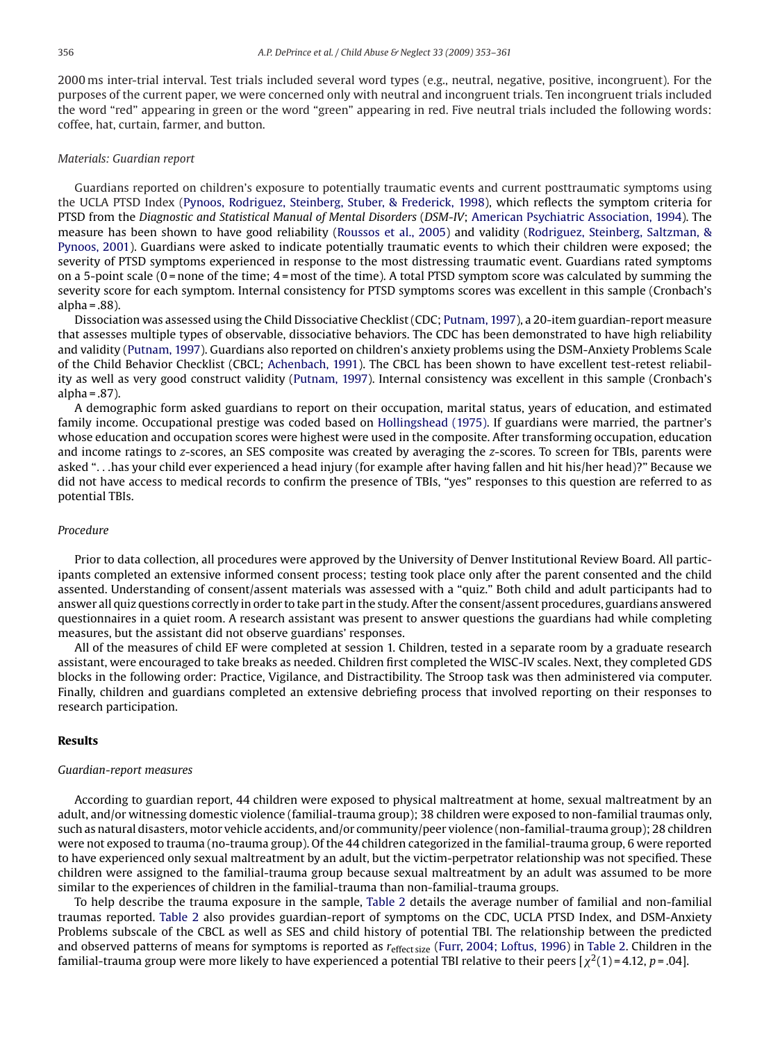2000 ms inter-trial interval. Test trials included several word types (e.g., neutral, negative, positive, incongruent). For the purposes of the current paper, we were concerned only with neutral and incongruent trials. Ten incongruent trials included the word "red" appearing in green or the word "green" appearing in red. Five neutral trials included the following words: coffee, hat, curtain, farmer, and button.

### *Materials: Guardian report*

Guardians reported on children's exposure to potentially traumatic events and current posttraumatic symptoms using the UCLA PTSD Index (Pynoos, Rodriguez, Steinberg, Stuber, & Frederick, 1998), which reflects the symptom criteria for PTSD from the *Diagnostic and Statistical Manual of Mental Disorders* (*DSM-IV*; American Psychiatric Association, 1994). The measure has been shown to have good reliability (Roussos et al., 2005) and validity (Rodriguez, Steinberg, Saltzman, & Pynoos, 2001). Guardians were asked to indicate potentially traumatic events to which their children were exposed; the severity of PTSD symptoms experienced in response to the most distressing traumatic event. Guardians rated symptoms on a 5-point scale (0 = none of the time; 4 = most of the time). A total PTSD symptom score was calculated by summing the severity score for each symptom. Internal consistency for PTSD symptoms scores was excellent in this sample (Cronbach's alpha = .88).

Dissociation was assessed using the Child Dissociative Checklist (CDC; Putnam, 1997), a 20-item guardian-report measure that assesses multiple types of observable, dissociative behaviors. The CDC has been demonstrated to have high reliability and validity (Putnam, 1997). Guardians also reported on children's anxiety problems using the DSM-Anxiety Problems Scale of the Child Behavior Checklist (CBCL; Achenbach, 1991). The CBCL has been shown to have excellent test-retest reliability as well as very good construct validity (Putnam, 1997). Internal consistency was excellent in this sample (Cronbach's alpha = .87).

A demographic form asked guardians to report on their occupation, marital status, years of education, and estimated family income. Occupational prestige was coded based on Hollingshead (1975). If guardians were married, the partner's whose education and occupation scores were highest were used in the composite. After transforming occupation, education and income ratings to *z*-scores, an SES composite was created by averaging the *z*-scores. To screen for TBIs, parents were asked ". . .has your child ever experienced a head injury (for example after having fallen and hit his/her head)?" Because we did not have access to medical records to confirm the presence of TBIs, "yes" responses to this question are referred to as potential TBIs.

### *Procedure*

Prior to data collection, all procedures were approved by the University of Denver Institutional Review Board. All participants completed an extensive informed consent process; testing took place only after the parent consented and the child assented. Understanding of consent/assent materials was assessed with a "quiz." Both child and adult participants had to answer all quiz questions correctly in order to take part in the study. After the consent/assent procedures, guardians answered questionnaires in a quiet room. A research assistant was present to answer questions the guardians had while completing measures, but the assistant did not observe guardians' responses.

All of the measures of child EF were completed at session 1. Children, tested in a separate room by a graduate research assistant, were encouraged to take breaks as needed. Children first completed the WISC-IV scales. Next, they completed GDS blocks in the following order: Practice, Vigilance, and Distractibility. The Stroop task was then administered via computer. Finally, children and guardians completed an extensive debriefing process that involved reporting on their responses to research participation.

## **Results**

### *Guardian-report measures*

According to guardian report, 44 children were exposed to physical maltreatment at home, sexual maltreatment by an adult, and/or witnessing domestic violence (familial-trauma group); 38 children were exposed to non-familial traumas only, such as natural disasters, motor vehicle accidents, and/or community/peer violence (non-familial-trauma group); 28 children were not exposed to trauma (no-trauma group). Of the 44 children categorized in the familial-trauma group, 6 were reported to have experienced only sexual maltreatment by an adult, but the victim-perpetrator relationship was not specified. These children were assigned to the familial-trauma group because sexual maltreatment by an adult was assumed to be more similar to the experiences of children in the familial-trauma than non-familial-trauma groups.

To help describe the trauma exposure in the sample, Table 2 details the average number of familial and non-familial traumas reported. Table 2 also provides guardian-report of symptoms on the CDC, UCLA PTSD Index, and DSM-Anxiety Problems subscale of the CBCL as well as SES and child history of potential TBI. The relationship between the predicted and observed patterns of means for symptoms is reported as $r_{\text{effect size}}$ (Furr, 2004; Loftus, 1996) in Table 2. Children in the familial-trauma group were more likely to have experienced a potential TBI relative to their peers [$\chi^2(1) = 4.12$, $p = .04$].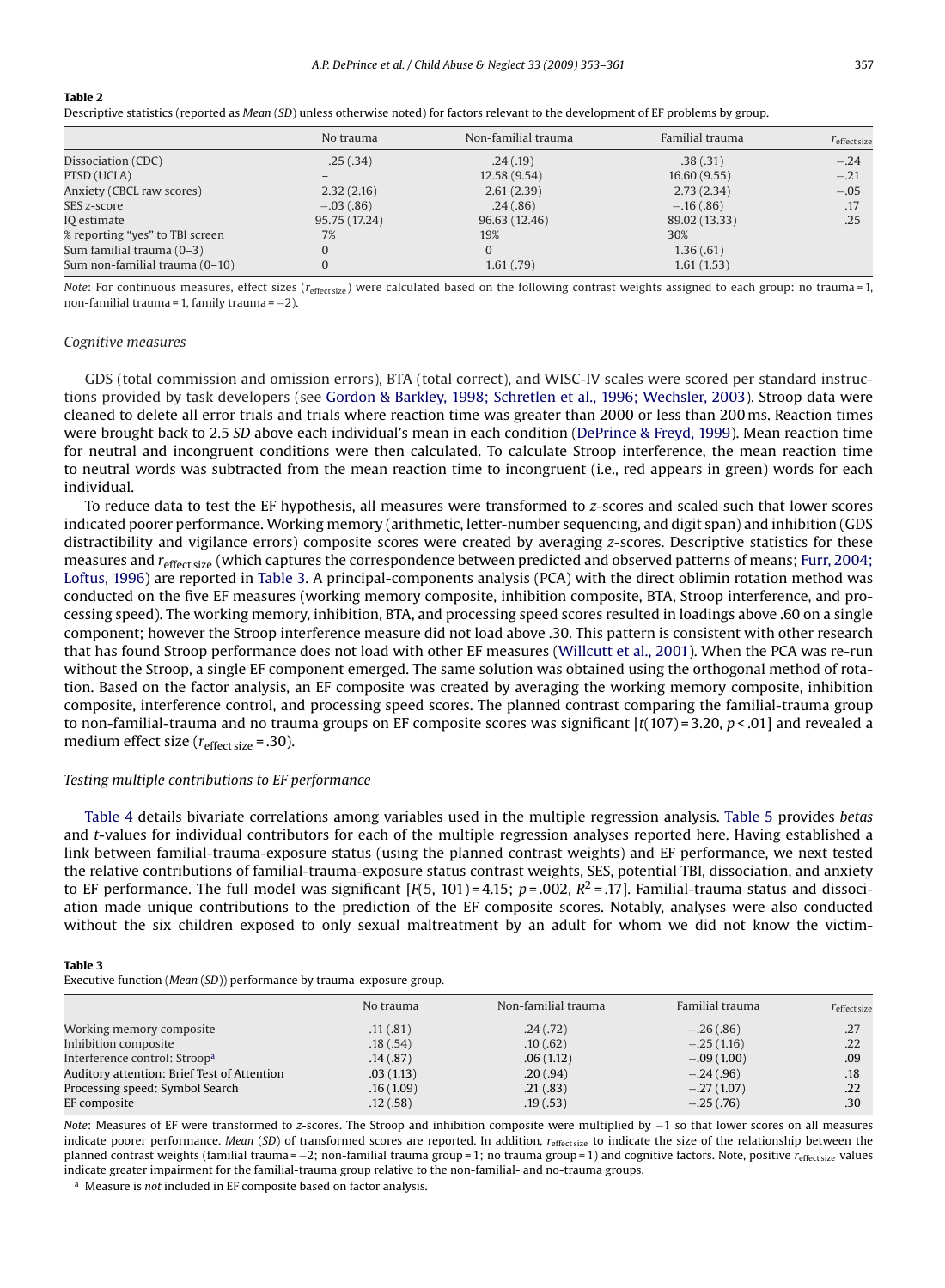**Table 2**
Descriptive statistics (reported as *Mean* (*SD*) unless otherwise noted) for factors relevant to the development of EF problems by group.

| | No trauma | Non-familial trauma | Familial trauma | $r_{\text{effect size}}$ |
|---|---|---|---|---|
| Dissociation (CDC) | .25 (.34) | .24 (.19) | .38 (.31) | −.24 |
| PTSD (UCLA) | – | 12.58 (9.54) | 16.60 (9.55) | −.21 |
| Anxiety (CBCL raw scores) | 2.32 (2.16) | 2.61 (2.39) | 2.73 (2.34) | −.05 |
| SES *z*-score | −.03 (.86) | .24 (.86) | −.16 (.86) | .17 |
| IQ estimate | 95.75 (17.24) | 96.63 (12.46) | 89.02 (13.33) | .25 |
| % reporting "yes" to TBI screen | 7% | 19% | 30% | |
| Sum familial trauma (0–3) | 0 | 0 | 1.36 (.61) | |
| Sum non-familial trauma (0–10) | 0 | 1.61 (.79) | 1.61 (1.53) | |

*Note*: For continuous measures, effect sizes ($r_{\text{effect size}}$) were calculated based on the following contrast weights assigned to each group: no trauma = 1, non-familial trauma = 1, family trauma = −2).

### Cognitive measures

GDS (total commission and omission errors), BTA (total correct), and WISC-IV scales were scored per standard instructions provided by task developers (see Gordon & Barkley, 1998; Schretlen et al., 1996; Wechsler, 2003). Stroop data were cleaned to delete all error trials and trials where reaction time was greater than 2000 or less than 200 ms. Reaction times were brought back to 2.5 *SD* above each individual's mean in each condition (DePrince & Freyd, 1999). Mean reaction time for neutral and incongruent conditions were then calculated. To calculate Stroop interference, the mean reaction time to neutral words was subtracted from the mean reaction time to incongruent (i.e., red appears in green) words for each individual.

To reduce data to test the EF hypothesis, all measures were transformed to *z*-scores and scaled such that lower scores indicated poorer performance. Working memory (arithmetic, letter-number sequencing, and digit span) and inhibition (GDS distractibility and vigilance errors) composite scores were created by averaging *z*-scores. Descriptive statistics for these measures and $r_{\text{effect size}}$ (which captures the correspondence between predicted and observed patterns of means; Furr, 2004; Loftus, 1996) are reported in Table 3. A principal-components analysis (PCA) with the direct oblimin rotation method was conducted on the five EF measures (working memory composite, inhibition composite, BTA, Stroop interference, and processing speed). The working memory, inhibition, BTA, and processing speed scores resulted in loadings above .60 on a single component; however the Stroop interference measure did not load above .30. This pattern is consistent with other research that has found Stroop performance does not load with other EF measures (Willcutt et al., 2001). When the PCA was re-run without the Stroop, a single EF component emerged. The same solution was obtained using the orthogonal method of rotation. Based on the factor analysis, an EF composite was created by averaging the working memory composite, inhibition composite, interference control, and processing speed scores. The planned contrast comparing the familial-trauma group to non-familial-trauma and no trauma groups on EF composite scores was significant [$t(107) = 3.20$, $p < .01$] and revealed a medium effect size ($r_{\text{effect size}} = .30$).

### Testing multiple contributions to EF performance

Table 4 details bivariate correlations among variables used in the multiple regression analysis. Table 5 provides *betas* and *t*-values for individual contributors for each of the multiple regression analyses reported here. Having established a link between familial-trauma-exposure status (using the planned contrast weights) and EF performance, we next tested the relative contributions of familial-trauma-exposure status contrast weights, SES, potential TBI, dissociation, and anxiety to EF performance. The full model was significant [$F(5, 101) = 4.15$; $p = .002$, $R^2 = .17$]. Familial-trauma status and dissociation made unique contributions to the prediction of the EF composite scores. Notably, analyses were also conducted without the six children exposed to only sexual maltreatment by an adult for whom we did not know the victim-

**Table 3**
Executive function (*Mean* (*SD*)) performance by trauma-exposure group.

| | No trauma | Non-familial trauma | Familial trauma | $r_{\text{effect size}}$ |
|---|---|---|---|---|
| Working memory composite | .11 (.81) | .24 (.72) | −.26 (.86) | .27 |
| Inhibition composite | .18 (.54) | .10 (.62) | −.25 (1.16) | .22 |
| Interference control: Stroop[a] | .14 (.87) | .06 (1.12) | −.09 (1.00) | .09 |
| Auditory attention: Brief Test of Attention | .03 (1.13) | .20 (.94) | −.24 (.96) | .18 |
| Processing speed: Symbol Search | .16 (1.09) | .21 (.83) | −.27 (1.07) | .22 |
| EF composite | .12 (.58) | .19 (.53) | −.25 (.76) | .30 |

*Note*: Measures of EF were transformed to *z*-scores. The Stroop and inhibition composite were multiplied by −1 so that lower scores on all measures indicate poorer performance. *Mean* (*SD*) of transformed scores are reported. In addition, $r_{\text{effect size}}$ to indicate the size of the relationship between the planned contrast weights (familial trauma = −2; non-familial trauma group = 1; no trauma group = 1) and cognitive factors. Note, positive $r_{\text{effect size}}$ values indicate greater impairment for the familial-trauma group relative to the non-familial- and no-trauma groups.

[a] Measure is *not* included in EF composite based on factor analysis.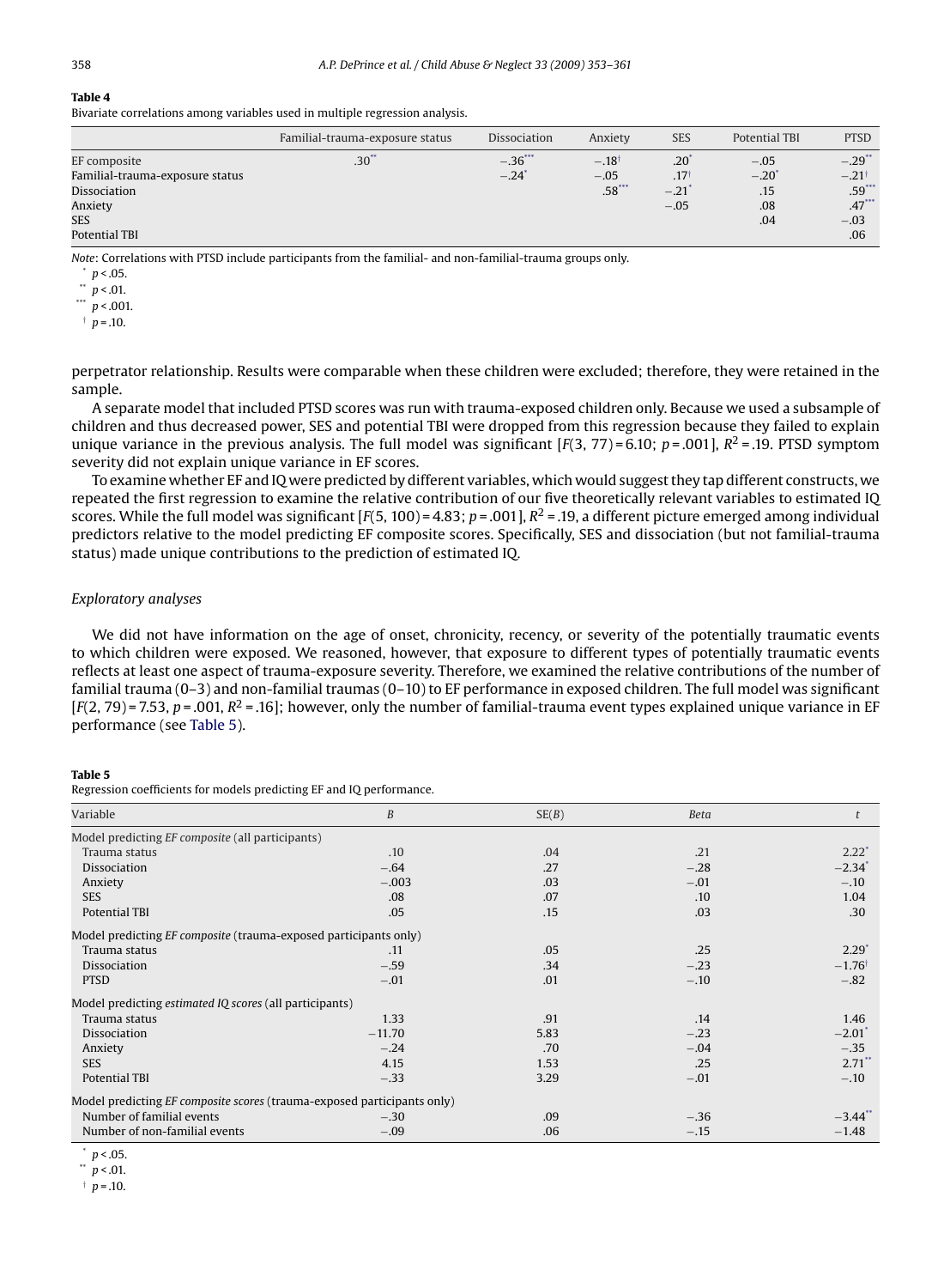**Table 4**

Bivariate correlations among variables used in multiple regression analysis.

| | Familial-trauma-exposure status | Dissociation | Anxiety | SES | Potential TBI | PTSD |
|---|---|---|---|---|---|---|
| EF composite | .30** | −.36*** | −.18† | .20* | −.05 | −.29** |
| Familial-trauma-exposure status | | −.24* | −.05 | .17† | −.20* | −.21† |
| Dissociation | | | .58*** | −.21* | .15 | .59*** |
| Anxiety | | | | −.05 | .08 | .47*** |
| SES | | | | | .04 | −.03 |
| Potential TBI | | | | | | .06 |

*Note*: Correlations with PTSD include participants from the familial- and non-familial-trauma groups only.

\* $p < .05$.

\*\* $p < .01$.

\*\*\* $p < .001$.

† $p = .10$.

perpetrator relationship. Results were comparable when these children were excluded; therefore, they were retained in the sample.

A separate model that included PTSD scores was run with trauma-exposed children only. Because we used a subsample of children and thus decreased power, SES and potential TBI were dropped from this regression because they failed to explain unique variance in the previous analysis. The full model was significant [$F(3, 77) = 6.10$; $p = .001$], $R^2 = .19$. PTSD symptom severity did not explain unique variance in EF scores.

To examine whether EF and IQ were predicted by different variables, which would suggest they tap different constructs, we repeated the first regression to examine the relative contribution of our five theoretically relevant variables to estimated IQ scores. While the full model was significant [$F(5, 100) = 4.83$; $p = .001$], $R^2 = .19$, a different picture emerged among individual predictors relative to the model predicting EF composite scores. Specifically, SES and dissociation (but not familial-trauma status) made unique contributions to the prediction of estimated IQ.

### Exploratory analyses

We did not have information on the age of onset, chronicity, recency, or severity of the potentially traumatic events to which children were exposed. We reasoned, however, that exposure to different types of potentially traumatic events reflects at least one aspect of trauma-exposure severity. Therefore, we examined the relative contributions of the number of familial trauma (0–3) and non-familial traumas (0–10) to EF performance in exposed children. The full model was significant [$F(2, 79) = 7.53$, $p = .001$, $R^2 = .16$]; however, only the number of familial-trauma event types explained unique variance in EF performance (see Table 5).

**Table 5**

Regression coefficients for models predicting EF and IQ performance.

| Variable | B | SE(B) | Beta | t |
|---|---|---|---|---|
| Model predicting *EF composite* (all participants) | | | | |
| Trauma status | .10 | .04 | .21 | 2.22* |
| Dissociation | −.64 | .27 | −.28 | −2.34* |
| Anxiety | −.003 | .03 | −.01 | −.10 |
| SES | .08 | .07 | .10 | 1.04 |
| Potential TBI | .05 | .15 | .03 | .30 |
| Model predicting *EF composite* (trauma-exposed participants only) | | | | |
| Trauma status | .11 | .05 | .25 | 2.29* |
| Dissociation | −.59 | .34 | −.23 | −1.76† |
| PTSD | −.01 | .01 | −.10 | −.82 |
| Model predicting *estimated IQ scores* (all participants) | | | | |
| Trauma status | 1.33 | .91 | .14 | 1.46 |
| Dissociation | −11.70 | 5.83 | −.23 | −2.01* |
| Anxiety | −.24 | .70 | −.04 | −.35 |
| SES | 4.15 | 1.53 | .25 | 2.71** |
| Potential TBI | −.33 | 3.29 | −.01 | −.10 |
| Model predicting *EF composite scores* (trauma-exposed participants only) | | | | |
| Number of familial events | −.30 | .09 | −.36 | −3.44** |
| Number of non-familial events | −.09 | .06 | −.15 | −1.48 |

\* $p < .05$.

\*\* $p < .01$.

† $p = .10$.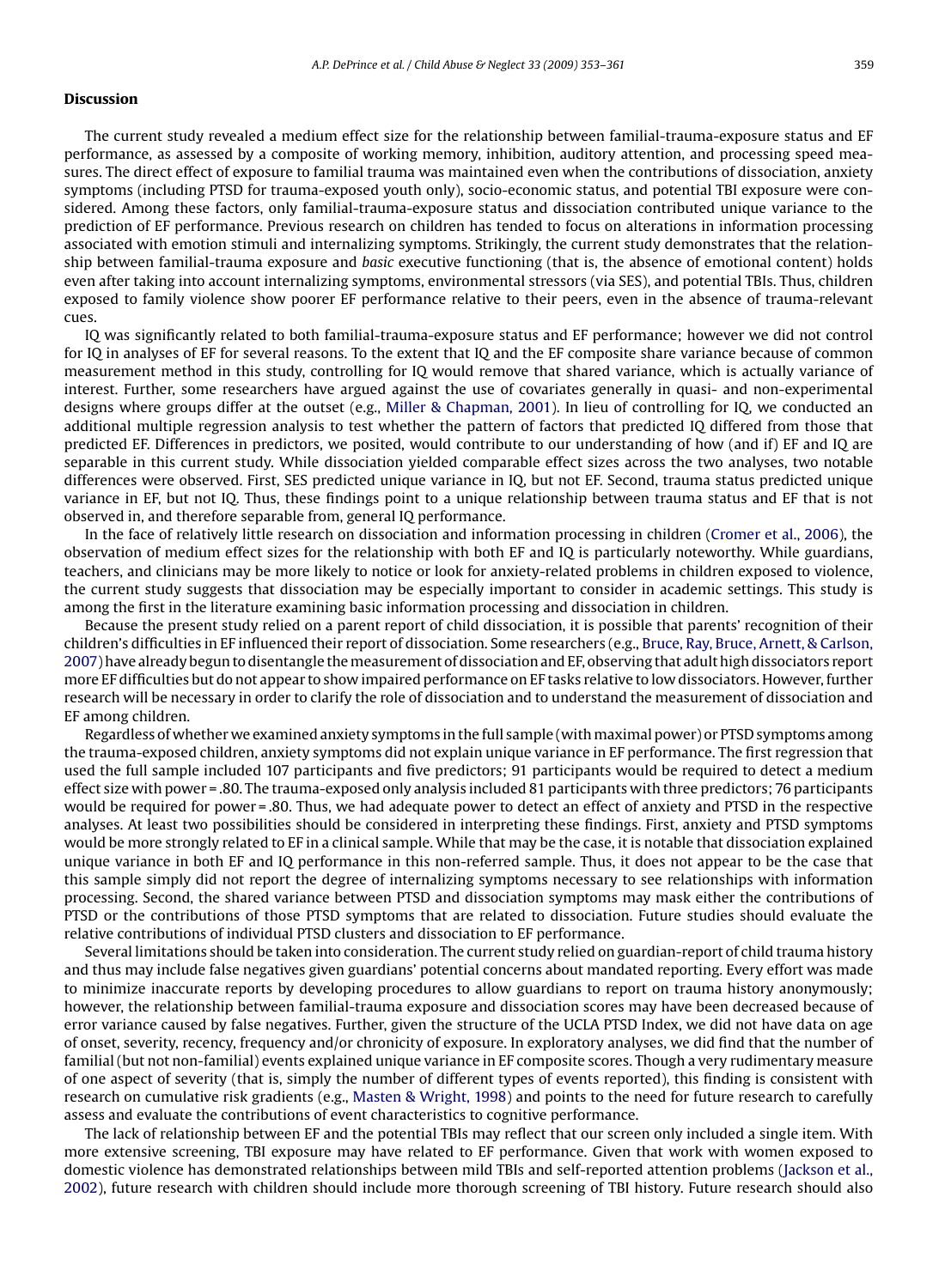## Discussion

The current study revealed a medium effect size for the relationship between familial-trauma-exposure status and EF performance, as assessed by a composite of working memory, inhibition, auditory attention, and processing speed measures. The direct effect of exposure to familial trauma was maintained even when the contributions of dissociation, anxiety symptoms (including PTSD for trauma-exposed youth only), socio-economic status, and potential TBI exposure were considered. Among these factors, only familial-trauma-exposure status and dissociation contributed unique variance to the prediction of EF performance. Previous research on children has tended to focus on alterations in information processing associated with emotion stimuli and internalizing symptoms. Strikingly, the current study demonstrates that the relationship between familial-trauma exposure and *basic* executive functioning (that is, the absence of emotional content) holds even after taking into account internalizing symptoms, environmental stressors (via SES), and potential TBIs. Thus, children exposed to family violence show poorer EF performance relative to their peers, even in the absence of trauma-relevant cues.

IQ was significantly related to both familial-trauma-exposure status and EF performance; however we did not control for IQ in analyses of EF for several reasons. To the extent that IQ and the EF composite share variance because of common measurement method in this study, controlling for IQ would remove that shared variance, which is actually variance of interest. Further, some researchers have argued against the use of covariates generally in quasi- and non-experimental designs where groups differ at the outset (e.g., Miller & Chapman, 2001). In lieu of controlling for IQ, we conducted an additional multiple regression analysis to test whether the pattern of factors that predicted IQ differed from those that predicted EF. Differences in predictors, we posited, would contribute to our understanding of how (and if) EF and IQ are separable in this current study. While dissociation yielded comparable effect sizes across the two analyses, two notable differences were observed. First, SES predicted unique variance in IQ, but not EF. Second, trauma status predicted unique variance in EF, but not IQ. Thus, these findings point to a unique relationship between trauma status and EF that is not observed in, and therefore separable from, general IQ performance.

In the face of relatively little research on dissociation and information processing in children (Cromer et al., 2006), the observation of medium effect sizes for the relationship with both EF and IQ is particularly noteworthy. While guardians, teachers, and clinicians may be more likely to notice or look for anxiety-related problems in children exposed to violence, the current study suggests that dissociation may be especially important to consider in academic settings. This study is among the first in the literature examining basic information processing and dissociation in children.

Because the present study relied on a parent report of child dissociation, it is possible that parents' recognition of their children's difficulties in EF influenced their report of dissociation. Some researchers (e.g., Bruce, Ray, Bruce, Arnett, & Carlson, 2007) have already begun to disentangle the measurement of dissociation and EF, observing that adult high dissociators report more EF difficulties but do not appear to show impaired performance on EF tasks relative to low dissociators. However, further research will be necessary in order to clarify the role of dissociation and to understand the measurement of dissociation and EF among children.

Regardless of whether we examined anxiety symptoms in the full sample (with maximal power) or PTSD symptoms among the trauma-exposed children, anxiety symptoms did not explain unique variance in EF performance. The first regression that used the full sample included 107 participants and five predictors; 91 participants would be required to detect a medium effect size with power = .80. The trauma-exposed only analysis included 81 participants with three predictors; 76 participants would be required for power = .80. Thus, we had adequate power to detect an effect of anxiety and PTSD in the respective analyses. At least two possibilities should be considered in interpreting these findings. First, anxiety and PTSD symptoms would be more strongly related to EF in a clinical sample. While that may be the case, it is notable that dissociation explained unique variance in both EF and IQ performance in this non-referred sample. Thus, it does not appear to be the case that this sample simply did not report the degree of internalizing symptoms necessary to see relationships with information processing. Second, the shared variance between PTSD and dissociation symptoms may mask either the contributions of PTSD or the contributions of those PTSD symptoms that are related to dissociation. Future studies should evaluate the relative contributions of individual PTSD clusters and dissociation to EF performance.

Several limitations should be taken into consideration. The current study relied on guardian-report of child trauma history and thus may include false negatives given guardians' potential concerns about mandated reporting. Every effort was made to minimize inaccurate reports by developing procedures to allow guardians to report on trauma history anonymously; however, the relationship between familial-trauma exposure and dissociation scores may have been decreased because of error variance caused by false negatives. Further, given the structure of the UCLA PTSD Index, we did not have data on age of onset, severity, recency, frequency and/or chronicity of exposure. In exploratory analyses, we did find that the number of familial (but not non-familial) events explained unique variance in EF composite scores. Though a very rudimentary measure of one aspect of severity (that is, simply the number of different types of events reported), this finding is consistent with research on cumulative risk gradients (e.g., Masten & Wright, 1998) and points to the need for future research to carefully assess and evaluate the contributions of event characteristics to cognitive performance.

The lack of relationship between EF and the potential TBIs may reflect that our screen only included a single item. With more extensive screening, TBI exposure may have related to EF performance. Given that work with women exposed to domestic violence has demonstrated relationships between mild TBIs and self-reported attention problems (Jackson et al., 2002), future research with children should include more thorough screening of TBI history. Future research should also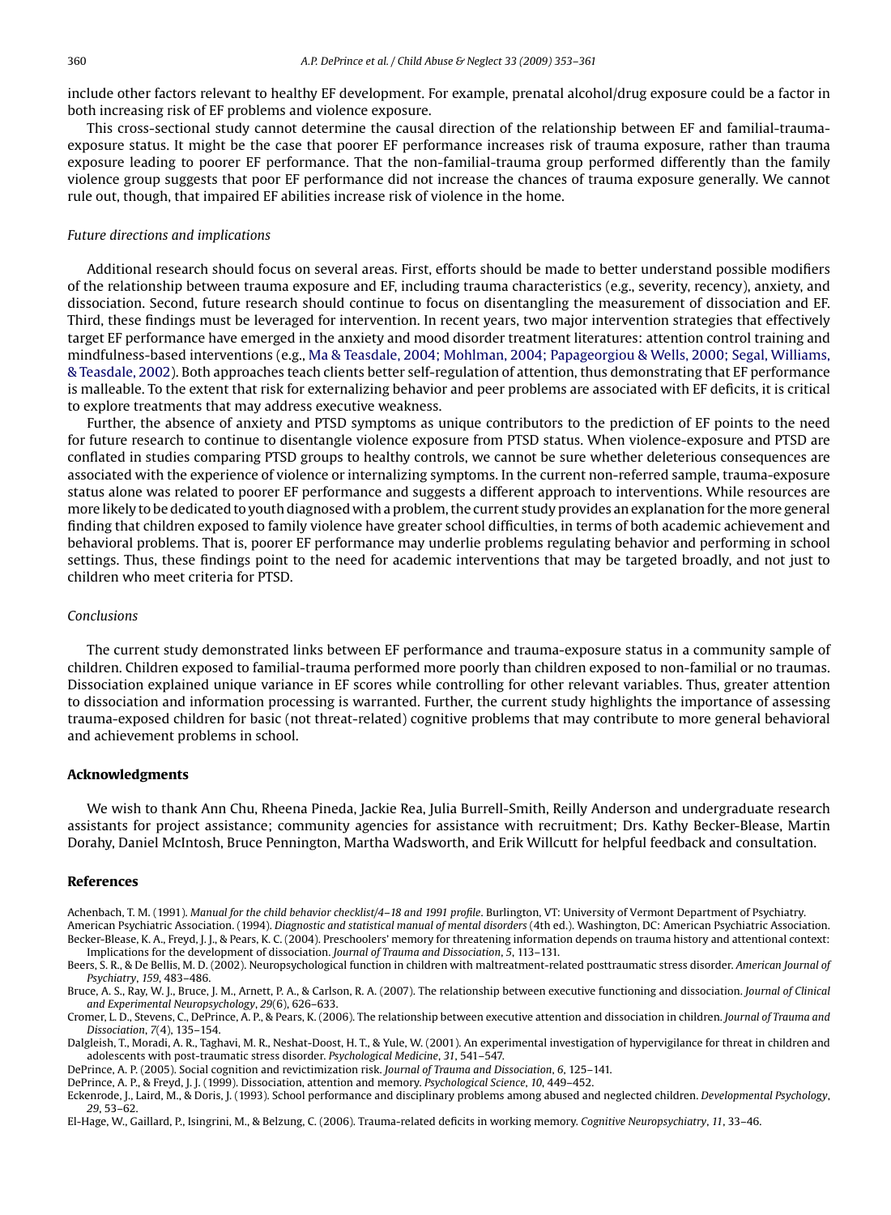include other factors relevant to healthy EF development. For example, prenatal alcohol/drug exposure could be a factor in both increasing risk of EF problems and violence exposure.

This cross-sectional study cannot determine the causal direction of the relationship between EF and familial-trauma-exposure status. It might be the case that poorer EF performance increases risk of trauma exposure, rather than trauma exposure leading to poorer EF performance. That the non-familial-trauma group performed differently than the family violence group suggests that poor EF performance did not increase the chances of trauma exposure generally. We cannot rule out, though, that impaired EF abilities increase risk of violence in the home.

### *Future directions and implications*

Additional research should focus on several areas. First, efforts should be made to better understand possible modifiers of the relationship between trauma exposure and EF, including trauma characteristics (e.g., severity, recency), anxiety, and dissociation. Second, future research should continue to focus on disentangling the measurement of dissociation and EF. Third, these findings must be leveraged for intervention. In recent years, two major intervention strategies that effectively target EF performance have emerged in the anxiety and mood disorder treatment literatures: attention control training and mindfulness-based interventions (e.g., Ma & Teasdale, 2004; Mohlman, 2004; Papageorgiou & Wells, 2000; Segal, Williams, & Teasdale, 2002). Both approaches teach clients better self-regulation of attention, thus demonstrating that EF performance is malleable. To the extent that risk for externalizing behavior and peer problems are associated with EF deficits, it is critical to explore treatments that may address executive weakness.

Further, the absence of anxiety and PTSD symptoms as unique contributors to the prediction of EF points to the need for future research to continue to disentangle violence exposure from PTSD status. When violence-exposure and PTSD are conflated in studies comparing PTSD groups to healthy controls, we cannot be sure whether deleterious consequences are associated with the experience of violence or internalizing symptoms. In the current non-referred sample, trauma-exposure status alone was related to poorer EF performance and suggests a different approach to interventions. While resources are more likely to be dedicated to youth diagnosed with a problem, the current study provides an explanation for the more general finding that children exposed to family violence have greater school difficulties, in terms of both academic achievement and behavioral problems. That is, poorer EF performance may underlie problems regulating behavior and performing in school settings. Thus, these findings point to the need for academic interventions that may be targeted broadly, and not just to children who meet criteria for PTSD.

### *Conclusions*

The current study demonstrated links between EF performance and trauma-exposure status in a community sample of children. Children exposed to familial-trauma performed more poorly than children exposed to non-familial or no traumas. Dissociation explained unique variance in EF scores while controlling for other relevant variables. Thus, greater attention to dissociation and information processing is warranted. Further, the current study highlights the importance of assessing trauma-exposed children for basic (not threat-related) cognitive problems that may contribute to more general behavioral and achievement problems in school.

## Acknowledgments

We wish to thank Ann Chu, Rheena Pineda, Jackie Rea, Julia Burrell-Smith, Reilly Anderson and undergraduate research assistants for project assistance; community agencies for assistance with recruitment; Drs. Kathy Becker-Blease, Martin Dorahy, Daniel McIntosh, Bruce Pennington, Martha Wadsworth, and Erik Willcutt for helpful feedback and consultation.

## References

Achenbach, T. M. (1991). *Manual for the child behavior checklist/4–18 and 1991 profile*. Burlington, VT: University of Vermont Department of Psychiatry.

American Psychiatric Association. (1994). *Diagnostic and statistical manual of mental disorders* (4th ed.). Washington, DC: American Psychiatric Association.

Becker-Blease, K. A., Freyd, J. J., & Pears, K. C. (2004). Preschoolers' memory for threatening information depends on trauma history and attentional context: Implications for the development of dissociation. *Journal of Trauma and Dissociation*, *5*, 113–131.

Beers, S. R., & De Bellis, M. D. (2002). Neuropsychological function in children with maltreatment-related posttraumatic stress disorder. *American Journal of Psychiatry*, *159*, 483–486.

Bruce, A. S., Ray, W. J., Bruce, J. M., Arnett, P. A., & Carlson, R. A. (2007). The relationship between executive functioning and dissociation. *Journal of Clinical and Experimental Neuropsychology*, *29*(6), 626–633.

Cromer, L. D., Stevens, C., DePrince, A. P., & Pears, K. (2006). The relationship between executive attention and dissociation in children. *Journal of Trauma and Dissociation*, *7*(4), 135–154.

Dalgleish, T., Moradi, A. R., Taghavi, M. R., Neshat-Doost, H. T., & Yule, W. (2001). An experimental investigation of hypervigilance for threat in children and adolescents with post-traumatic stress disorder. *Psychological Medicine*, *31*, 541–547.

DePrince, A. P. (2005). Social cognition and revictimization risk. *Journal of Trauma and Dissociation*, *6*, 125–141.

DePrince, A. P., & Freyd, J. J. (1999). Dissociation, attention and memory. *Psychological Science*, *10*, 449–452.

Eckenrode, J., Laird, M., & Doris, J. (1993). School performance and disciplinary problems among abused and neglected children. *Developmental Psychology*, *29*, 53–62.

El-Hage, W., Gaillard, P., Isingrini, M., & Belzung, C. (2006). Trauma-related deficits in working memory. *Cognitive Neuropsychiatry*, *11*, 33–46.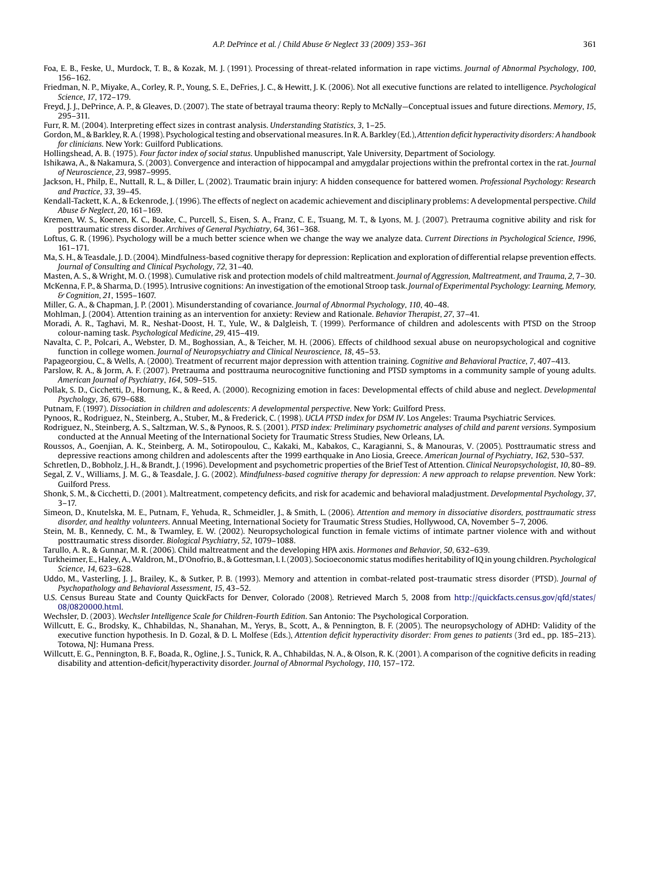Foa, E. B., Feske, U., Murdock, T. B., & Kozak, M. J. (1991). Processing of threat-related information in rape victims. *Journal of Abnormal Psychology*, *100*, 156–162.

Friedman, N. P., Miyake, A., Corley, R. P., Young, S. E., DeFries, J. C., & Hewitt, J. K. (2006). Not all executive functions are related to intelligence. *Psychological Science*, *17*, 172–179.

Freyd, J. J., DePrince, A. P., & Gleaves, D. (2007). The state of betrayal trauma theory: Reply to McNally—Conceptual issues and future directions. *Memory*, *15*, 295–311.

Furr, R. M. (2004). Interpreting effect sizes in contrast analysis. *Understanding Statistics*, *3*, 1–25.

Gordon, M., & Barkley, R. A. (1998). Psychological testing and observational measures. In R. A. Barkley (Ed.), *Attention deficit hyperactivity disorders: A handbook for clinicians*. New York: Guilford Publications.

Hollingshead, A. B. (1975). *Four factor index of social status*. Unpublished manuscript, Yale University, Department of Sociology.

Ishikawa, A., & Nakamura, S. (2003). Convergence and interaction of hippocampal and amygdalar projections within the prefrontal cortex in the rat. *Journal of Neuroscience*, *23*, 9987–9995.

Jackson, H., Philp, E., Nuttall, R. L., & Diller, L. (2002). Traumatic brain injury: A hidden consequence for battered women. *Professional Psychology: Research and Practice*, *33*, 39–45.

Kendall-Tackett, K. A., & Eckenrode, J. (1996). The effects of neglect on academic achievement and disciplinary problems: A developmental perspective. *Child Abuse & Neglect*, *20*, 161–169.

Kremen, W. S., Koenen, K. C., Boake, C., Purcell, S., Eisen, S. A., Franz, C. E., Tsuang, M. T., & Lyons, M. J. (2007). Pretrauma cognitive ability and risk for posttraumatic stress disorder. *Archives of General Psychiatry*, *64*, 361–368.

Loftus, G. R. (1996). Psychology will be a much better science when we change the way we analyze data. *Current Directions in Psychological Science*, *1996*, 161–171.

Ma, S. H., & Teasdale, J. D. (2004). Mindfulness-based cognitive therapy for depression: Replication and exploration of differential relapse prevention effects. *Journal of Consulting and Clinical Psychology*, *72*, 31–40.

Masten, A. S., & Wright, M. O. (1998). Cumulative risk and protection models of child maltreatment. *Journal of Aggression, Maltreatment, and Trauma*, *2*, 7–30.

McKenna, F. P., & Sharma, D. (1995). Intrusive cognitions: An investigation of the emotional Stroop task. *Journal of Experimental Psychology: Learning, Memory, & Cognition*, *21*, 1595–1607.

Miller, G. A., & Chapman, J. P. (2001). Misunderstanding of covariance. *Journal of Abnormal Psychology*, *110*, 40–48.

Mohlman, J. (2004). Attention training as an intervention for anxiety: Review and Rationale. *Behavior Therapist*, *27*, 37–41.

Moradi, A. R., Taghavi, M. R., Neshat-Doost, H. T., Yule, W., & Dalgleish, T. (1999). Performance of children and adolescents with PTSD on the Stroop colour-naming task. *Psychological Medicine*, *29*, 415–419.

Navalta, C. P., Polcari, A., Webster, D. M., Boghossian, A., & Teicher, M. H. (2006). Effects of childhood sexual abuse on neuropsychological and cognitive function in college women. *Journal of Neuropsychiatry and Clinical Neuroscience*, *18*, 45–53.

Papageorgiou, C., & Wells, A. (2000). Treatment of recurrent major depression with attention training. *Cognitive and Behavioral Practice*, *7*, 407–413.

Parslow, R. A., & Jorm, A. F. (2007). Pretrauma and posttrauma neurocognitive functioning and PTSD symptoms in a community sample of young adults. *American Journal of Psychiatry*, *164*, 509–515.

Pollak, S. D., Cicchetti, D., Hornung, K., & Reed, A. (2000). Recognizing emotion in faces: Developmental effects of child abuse and neglect. *Developmental Psychology*, *36*, 679–688.

Putnam, F. (1997). *Dissociation in children and adolescents: A developmental perspective*. New York: Guilford Press.

Pynoos, R., Rodriguez, N., Steinberg, A., Stuber, M., & Frederick, C. (1998). *UCLA PTSD index for DSM IV*. Los Angeles: Trauma Psychiatric Services.

Rodriguez, N., Steinberg, A. S., Saltzman, W. S., & Pynoos, R. S. (2001). *PTSD index: Preliminary psychometric analyses of child and parent versions*. Symposium conducted at the Annual Meeting of the International Society for Traumatic Stress Studies, New Orleans, LA.

Roussos, A., Goenjian, A. K., Steinberg, A. M., Sotiropoulou, C., Kakaki, M., Kabakos, C., Karagianni, S., & Manouras, V. (2005). Posttraumatic stress and depressive reactions among children and adolescents after the 1999 earthquake in Ano Liosia, Greece. *American Journal of Psychiatry*, *162*, 530–537.

Schretlen, D., Bobholz, J. H., & Brandt, J. (1996). Development and psychometric properties of the Brief Test of Attention. *Clinical Neuropsychologist*, *10*, 80–89.

Segal, Z. V., Williams, J. M. G., & Teasdale, J. G. (2002). *Mindfulness-based cognitive therapy for depression: A new approach to relapse prevention*. New York: Guilford Press.

Shonk, S. M., & Cicchetti, D. (2001). Maltreatment, competency deficits, and risk for academic and behavioral maladjustment. *Developmental Psychology*, *37*, 3–17.

Simeon, D., Knutelska, M. E., Putnam, F., Yehuda, R., Schmeidler, J., & Smith, L. (2006). *Attention and memory in dissociative disorders, posttraumatic stress disorder, and healthy volunteers*. Annual Meeting, International Society for Traumatic Stress Studies, Hollywood, CA, November 5–7, 2006.

Stein, M. B., Kennedy, C. M., & Twamley, E. W. (2002). Neuropsychological function in female victims of intimate partner violence with and without posttraumatic stress disorder. *Biological Psychiatry*, *52*, 1079–1088.

Tarullo, A. R., & Gunnar, M. R. (2006). Child maltreatment and the developing HPA axis. *Hormones and Behavior*, *50*, 632–639.

Turkheimer, E., Haley, A., Waldron, M., D'Onofrio, B., & Gottesman, I. I. (2003). Socioeconomic status modifies heritability of IQ in young children. *Psychological Science*, *14*, 623–628.

Uddo, M., Vasterling, J. J., Brailey, K., & Sutker, P. B. (1993). Memory and attention in combat-related post-traumatic stress disorder (PTSD). *Journal of Psychopathology and Behavioral Assessment*, *15*, 43–52.

U.S. Census Bureau State and County QuickFacts for Denver, Colorado (2008). Retrieved March 5, 2008 from http://quickfacts.census.gov/qfd/states/08/0820000.html.

Wechsler, D. (2003). *Wechsler Intelligence Scale for Children-Fourth Edition*. San Antonio: The Psychological Corporation.

Willcutt, E. G., Brodsky, K., Chhabildas, N., Shanahan, M., Yerys, B., Scott, A., & Pennington, B. F. (2005). The neuropsychology of ADHD: Validity of the executive function hypothesis. In D. Gozal, & D. L. Molfese (Eds.), *Attention deficit hyperactivity disorder: From genes to patients* (3rd ed., pp. 185–213). Totowa, NJ: Humana Press.

Willcutt, E. G., Pennington, B. F., Boada, R., Ogline, J. S., Tunick, R. A., Chhabildas, N. A., & Olson, R. K. (2001). A comparison of the cognitive deficits in reading disability and attention-deficit/hyperactivity disorder. *Journal of Abnormal Psychology*, *110*, 157–172.